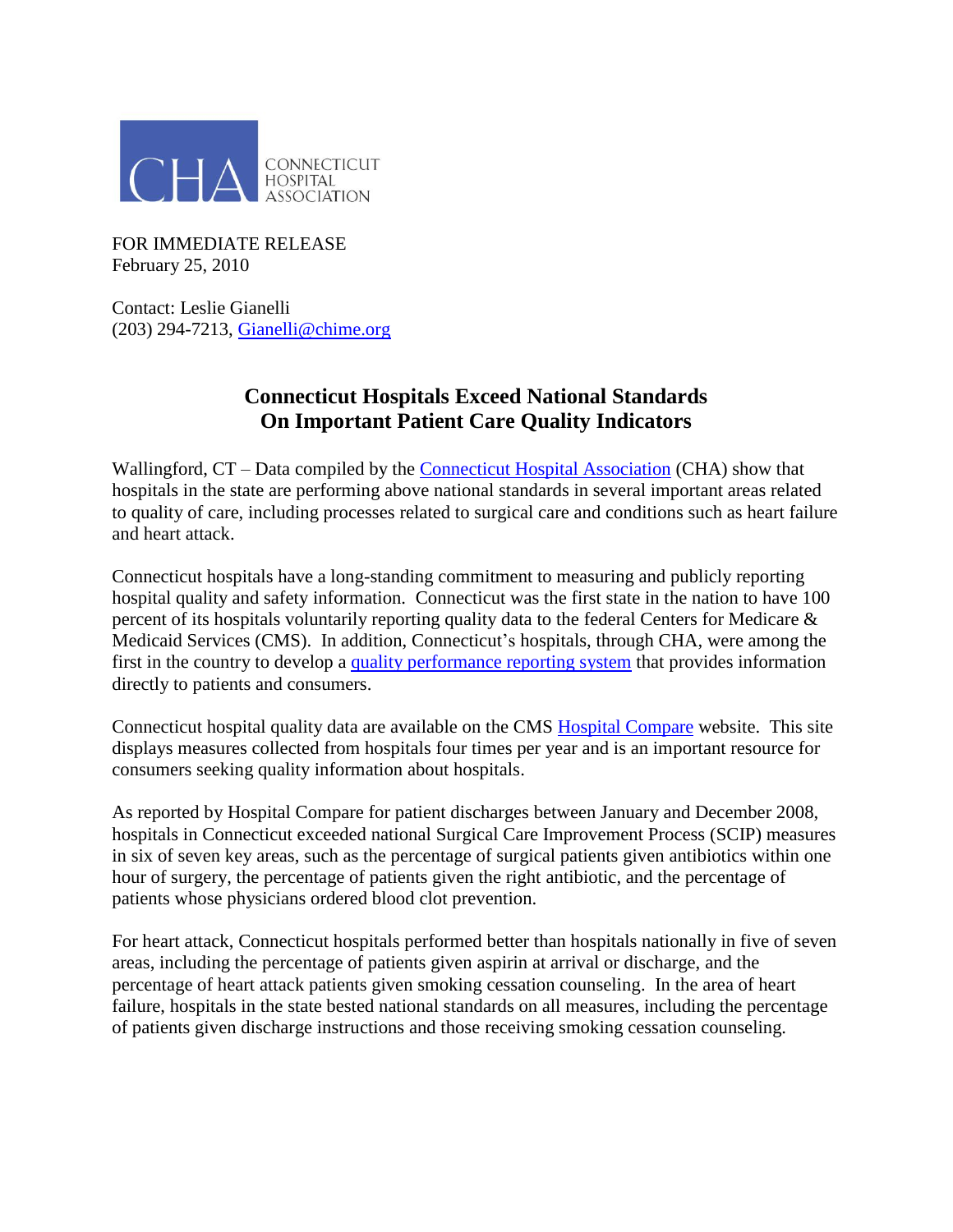CHA CONNECTICUT HOSPITAL ASSOCIATION

FOR IMMEDIATE RELEASE
February 25, 2010

Contact: Leslie Gianelli
(203) 294-7213, Gianelli@chime.org

# Connecticut Hospitals Exceed National Standards On Important Patient Care Quality Indicators

Wallingford, CT – Data compiled by the Connecticut Hospital Association (CHA) show that hospitals in the state are performing above national standards in several important areas related to quality of care, including processes related to surgical care and conditions such as heart failure and heart attack.

Connecticut hospitals have a long-standing commitment to measuring and publicly reporting hospital quality and safety information. Connecticut was the first state in the nation to have 100 percent of its hospitals voluntarily reporting quality data to the federal Centers for Medicare & Medicaid Services (CMS). In addition, Connecticut's hospitals, through CHA, were among the first in the country to develop a quality performance reporting system that provides information directly to patients and consumers.

Connecticut hospital quality data are available on the CMS Hospital Compare website. This site displays measures collected from hospitals four times per year and is an important resource for consumers seeking quality information about hospitals.

As reported by Hospital Compare for patient discharges between January and December 2008, hospitals in Connecticut exceeded national Surgical Care Improvement Process (SCIP) measures in six of seven key areas, such as the percentage of surgical patients given antibiotics within one hour of surgery, the percentage of patients given the right antibiotic, and the percentage of patients whose physicians ordered blood clot prevention.

For heart attack, Connecticut hospitals performed better than hospitals nationally in five of seven areas, including the percentage of patients given aspirin at arrival or discharge, and the percentage of heart attack patients given smoking cessation counseling. In the area of heart failure, hospitals in the state bested national standards on all measures, including the percentage of patients given discharge instructions and those receiving smoking cessation counseling.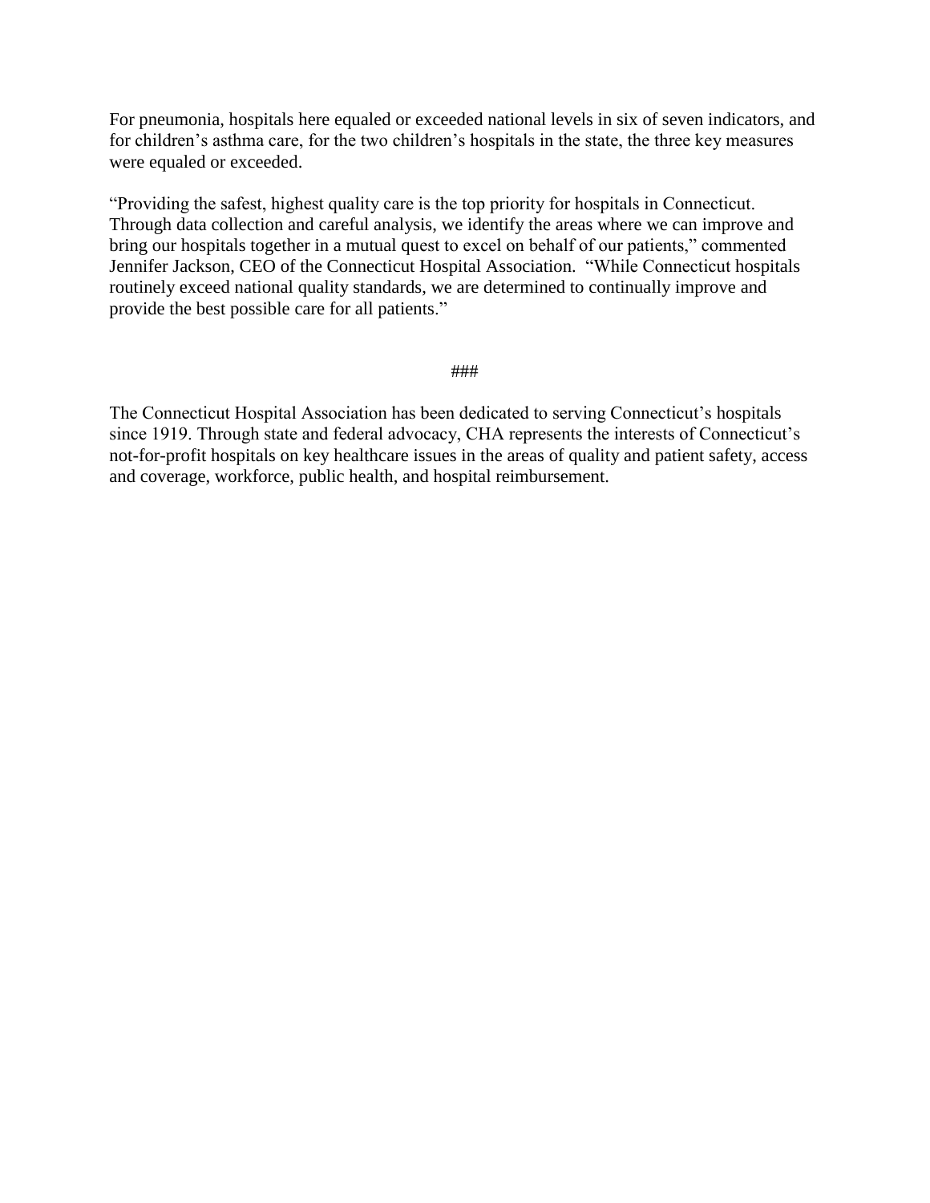For pneumonia, hospitals here equaled or exceeded national levels in six of seven indicators, and for children's asthma care, for the two children's hospitals in the state, the three key measures were equaled or exceeded.

"Providing the safest, highest quality care is the top priority for hospitals in Connecticut. Through data collection and careful analysis, we identify the areas where we can improve and bring our hospitals together in a mutual quest to excel on behalf of our patients," commented Jennifer Jackson, CEO of the Connecticut Hospital Association. "While Connecticut hospitals routinely exceed national quality standards, we are determined to continually improve and provide the best possible care for all patients."

###

The Connecticut Hospital Association has been dedicated to serving Connecticut's hospitals since 1919. Through state and federal advocacy, CHA represents the interests of Connecticut's not-for-profit hospitals on key healthcare issues in the areas of quality and patient safety, access and coverage, workforce, public health, and hospital reimbursement.